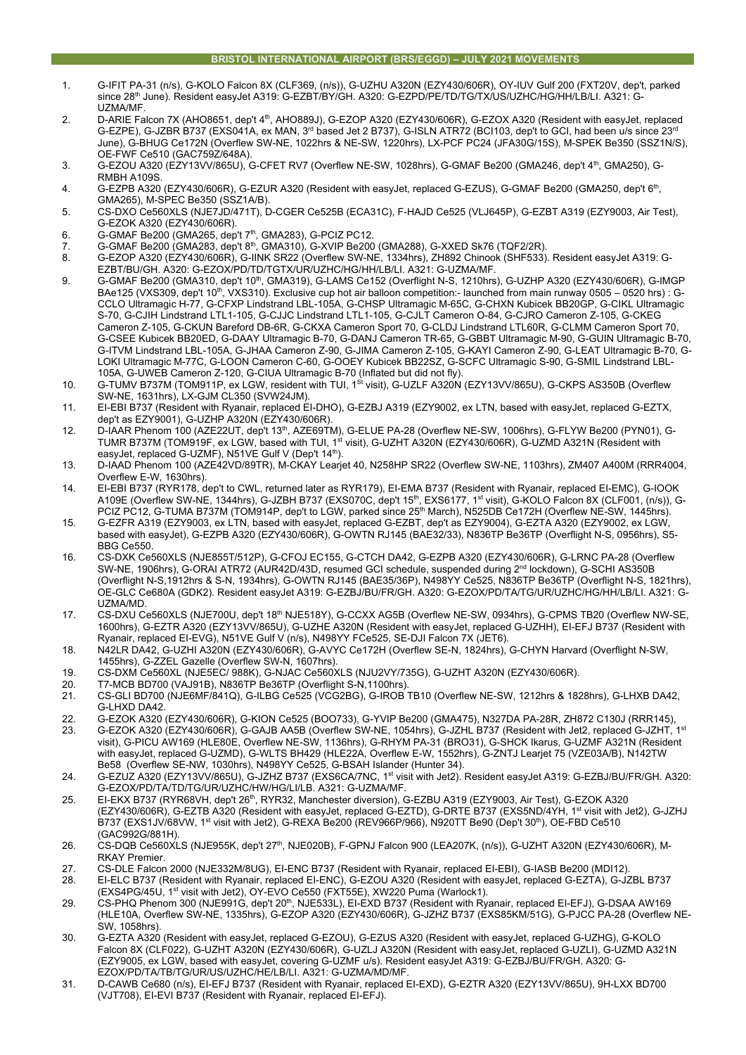## BRISTOL INTERNATIONAL AIRPORT (BRS/EGGD) – JULY 2021 MOVEMENTS

1. G-IFIT PA-31 (n/s), G-KOLO Falcon 8X (CLF369, (n/s)), G-UZHU A320N (EZY430/606R), OY-IUV Gulf 200 (FXT20V, dep't, parked since 28th June). Resident easyJet A319: G-EZBT/BY/GH. A320: G-EZPD/PE/TD/TG/TX/US/UZHC/HG/HH/LB/LI. A321: G-UZMA/MF.
2. D-ARIE Falcon 7X (AHO8651, dep't 4th, AHO889J), G-EZOP A320 (EZY430/606R), G-EZOX A320 (Resident with easyJet, replaced G-EZPE), G-JZBR B737 (EXS041A, ex MAN, 3rd based Jet 2 B737), G-ISLN ATR72 (BCI103, dep't to GCI, had been u/s since 23rd June), G-BHUG Ce172N (Overflew SW-NE, 1022hrs & NE-SW, 1220hrs), LX-PCF PC24 (JFA30G/15S), M-SPEK Be350 (SSZ1N/S), OE-FWF Ce510 (GAC759Z/648A).
3. G-EZOU A320 (EZY13VV/865U), G-CFET RV7 (Overflew NE-SW, 1028hrs), G-GMAF Be200 (GMA246, dep't 4th, GMA250), G-RMBH A109S.
4. G-EZPB A320 (EZY430/606R), G-EZUR A320 (Resident with easyJet, replaced G-EZUS), G-GMAF Be200 (GMA250, dep't 6th, GMA265), M-SPEC Be350 (SSZ1A/B).
5. CS-DXO Ce560XLS (NJE7JD/471T), D-CGER Ce525B (ECA31C), F-HAJD Ce525 (VLJ645P), G-EZBT A319 (EZY9003, Air Test), G-EZOK A320 (EZY430/606R).
6. G-GMAF Be200 (GMA265, dep't 7th, GMA283), G-PCIZ PC12.
7. G-GMAF Be200 (GMA283, dep't 8th, GMA310), G-XVIP Be200 (GMA288), G-XXED Sk76 (TQF2/2R).
8. G-EZOP A320 (EZY430/606R), G-IINK SR22 (Overflew SW-NE, 1334hrs), ZH892 Chinook (SHF533). Resident easyJet A319: G-EZBT/BU/GH. A320: G-EZOX/PD/TD/TGTX/UR/UZHC/HG/HH/LB/LI. A321: G-UZMA/MF.
9. G-GMAF Be200 (GMA310, dep't 10th, GMA319), G-LAMS Ce152 (Overflight N-S, 1210hrs), G-UZHP A320 (EZY430/606R), G-IMGP BAe125 (VXS309, dep't 10th, VXS310). Exclusive cup hot air balloon competition:- launched from main runway 0505 – 0520 hrs) : G-CCLO Ultramagic H-77, G-CFXP Lindstrand LBL-105A, G-CHSP Ultramagic M-65C, G-CHXN Kubicek BB20GP, G-CIKL Ultramagic S-70, G-CJIH Lindstrand LTL1-105, G-CJJC Lindstrand LTL1-105, G-CJLT Cameron O-84, G-CJRO Cameron Z-105, G-CKEG Cameron Z-105, G-CKUN Bareford DB-6R, G-CKXA Cameron Sport 70, G-CLDJ Lindstrand LTL60R, G-CLMM Cameron Sport 70, G-CSEE Kubicek BB20ED, G-DAAY Ultramagic B-70, G-DANJ Cameron TR-65, G-GBBT Ultramagic M-90, G-GUIN Ultramagic B-70, G-ITVM Lindstrand LBL-105A, G-JHAA Cameron Z-90, G-JIMA Cameron Z-105, G-KAYI Cameron Z-90, G-LEAT Ultramagic B-70, G-LOKI Ultramagic M-77C, G-LOON Cameron C-60, G-OOEY Kubicek BB22SZ, G-SCFC Ultramagic S-90, G-SMIL Lindstrand LBL-105A, G-UWEB Cameron Z-120, G-CIUA Ultramagic B-70 (Inflated but did not fly).
10. G-TUMV B737M (TOM911P, ex LGW, resident with TUI, 1st visit), G-UZLF A320N (EZY13VV/865U), G-CKPS AS350B (Overflew SW-NE, 1631hrs), LX-GJM CL350 (SVW24JM).
11. EI-EBI B737 (Resident with Ryanair, replaced EI-DHO), G-EZBJ A319 (EZY9002, ex LTN, based with easyJet, replaced G-EZTX, dep't as EZY9001), G-UZHP A320N (EZY430/606R).
12. D-IAAR Phenom 100 (AZE22UT, dep't 13th, AZE69TM), G-ELUE PA-28 (Overflew NE-SW, 1006hrs), G-FLYW Be200 (PYN01), G-TUMR B737M (TOM919F, ex LGW, based with TUI, 1st visit), G-UZHT A320N (EZY430/606R), G-UZMD A321N (Resident with easyJet, replaced G-UZMF), N51VE Gulf V (Dep't 14th).
13. D-IAAD Phenom 100 (AZE42VD/89TR), M-CKAY Learjet 40, N258HP SR22 (Overflew SW-NE, 1103hrs), ZM407 A400M (RRR4004, Overflew E-W, 1630hrs).
14. EI-EBI B737 (RYR178, dep't to CWL, returned later as RYR179), EI-EMA B737 (Resident with Ryanair, replaced EI-EMC), G-IOOK A109E (Overflew SW-NE, 1344hrs), G-JZBH B737 (EXS070C, dep't 15th, EXS6177, 1st visit), G-KOLO Falcon 8X (CLF001, (n/s)), G-PCIZ PC12, G-TUMA B737M (TOM914P, dep't to LGW, parked since 25th March), N525DB Ce172H (Overflew NE-SW, 1445hrs).
15. G-EZFR A319 (EZY9003, ex LTN, based with easyJet, replaced G-EZBT, dep't as EZY9004), G-EZTA A320 (EZY9002, ex LGW, based with easyJet), G-EZPB A320 (EZY430/606R), G-OWTN RJ145 (BAE32/33), N836TP Be36TP (Overflight N-S, 0956hrs), S5-BBG Ce550.
16. CS-DXK Ce560XLS (NJE857J/512P), G-CFOJ EC155, G-CTCH DA42, G-EZPB A320 (EZY430/606R), G-LRNC PA-28 (Overflew SW-NE, 1906hrs), G-ORAI ATR72 (AUR42D/43D, resumed GCI schedule, suspended during 2nd lockdown), G-SCHI AS350B (Overflight N-S,1912hrs & S-N, 1934hrs), G-OWTN RJ145 (BAE35/36P), N498YY Ce525, N836TP Be36TP (Overflight N-S, 1821hrs), OE-GLC Ce680A (GDK2). Resident easyJet A319: G-EZBJ/BU/FR/GH. A320: G-EZOX/PD/TA/TG/UR/UZHC/HG/HH/LB/LI. A321: G-UZMA/MD.
17. CS-DXU Ce560XLS (NJE700U, dep't 18th NJE518Y), G-CCXX AG5B (Overflew NE-SW, 0934hrs), G-CPMS TB20 (Overflew NW-SE, 1600hrs), G-EZTR A320 (EZY13VV/865U), G-UZHE A320N (Resident with easyJet, replaced G-UZHH), EI-EFJ B737 (Resident with Ryanair, replaced EI-EVG), N51VE Gulf V (n/s), N498YY FCe525, SE-DJI Falcon 7X (JET6).
18. N42LR DA42, G-UZHI A320N (EZY430/606R), G-AVYC Ce172H (Overflew SE-N, 1824hrs), G-CHYN Harvard (Overflight N-SW, 1455hrs), G-ZZEL Gazelle (Overflew SW-N, 1607hrs).
19. CS-DXM Ce560XL (NJE5EC/ 988K), G-NJAC Ce560XLS (NJU2VY/735G), G-UZHT A320N (EZY430/606R).
20. T7-MCB BD700 (VAJ91B), N836TP Be36TP (Overflight S-N,1100hrs).
21. CS-GLI BD700 (NJE6MF/841Q), G-ILBG Ce525 (VCG2BG), G-IROB TB10 (Overflew NE-SW, 1212hrs & 1828hrs), G-LHXB DA42, G-LHXD DA42.
22. G-EZOK A320 (EZY430/606R), G-KION Ce525 (BOO733), G-YVIP Be200 (GMA475), N327DA PA-28R, ZH872 C130J (RRR145),
23. G-EZOK A320 (EZY430/606R), G-GAJB AA5B (Overflew SW-NE, 1054hrs), G-JZHL B737 (Resident with Jet2, replaced G-JZHT, 1st visit), G-PICU AW169 (HLE80E, Overflew NE-SW, 1136hrs), G-RHYM PA-31 (BRO31), G-SHCK Ikarus, G-UZMF A321N (Resident with easyJet, replaced G-UZMD), G-WLTS BH429 (HLE22A, Overflew E-W, 1552hrs), G-ZNTJ Learjet 75 (VZE03A/B), N142TW Be58 (Overflew SE-NW, 1030hrs), N498YY Ce525, G-BSAH Islander (Hunter 34).
24. G-EZUZ A320 (EZY13VV/865U), G-JZBZ B737 (EXS6CA/7NC, 1st visit with Jet2). Resident easyJet A319: G-EZBJ/BU/FR/GH. A320: G-EZOX/PD/TA/TD/TG/UR/UZHC/HW/HG/LI/LB. A321: G-UZMA/MF.
25. EI-EKX B737 (RYR68VH, dep't 26th, RYR32, Manchester diversion), G-EZBU A319 (EZY9003, Air Test), G-EZOK A320 (EZY430/606R), G-EZTB A320 (Resident with easyJet, replaced G-EZTD), G-DRTE B737 (EXS5ND/4YH, 1st visit with Jet2), G-JZHJ B737 (EXS1JV/68VW, 1st visit with Jet2), G-REXA Be200 (REV966P/966), N920TT Be90 (Dep't 30th), OE-FBD Ce510 (GAC992G/881H).
26. CS-DQB Ce560XLS (NJE955K, dep't 27th, NJE020B), F-GPNJ Falcon 900 (LEA207K, (n/s)), G-UZHT A320N (EZY430/606R), M-RKAY Premier.
27. CS-DLE Falcon 2000 (NJE332M/8UG), EI-ENC B737 (Resident with Ryanair, replaced EI-EBI), G-IASB Be200 (MDI12).
28. EI-ELC B737 (Resident with Ryanair, replaced EI-ENC), G-EZOU A320 (Resident with easyJet, replaced G-EZTA), G-JZBL B737 (EXS4PG/45U, 1st visit with Jet2), OY-EVO Ce550 (FXT55E), XW220 Puma (Warlock1).
29. CS-PHQ Phenom 300 (NJE991G, dep't 20th, NJE533L), EI-EXD B737 (Resident with Ryanair, replaced EI-EFJ), G-DSAA AW169 (HLE10A, Overflew SW-NE, 1335hrs), G-EZOP A320 (EZY430/606R), G-JZHZ B737 (EXS85KM/51G), G-PJCC PA-28 (Overflew NE-SW, 1058hrs).
30. G-EZTA A320 (Resident with easyJet, replaced G-EZOU), G-EZUS A320 (Resident with easyJet, replaced G-UZHG), G-KOLO Falcon 8X (CLF022), G-UZHT A320N (EZY430/606R), G-UZLJ A320N (Resident with easyJet, replaced G-UZLI), G-UZMD A321N (EZY9005, ex LGW, based with easyJet, covering G-UZMF u/s). Resident easyJet A319: G-EZBJ/BU/FR/GH. A320: G-EZOX/PD/TA/TB/TG/UR/US/UZHC/HE/LB/LI. A321: G-UZMA/MD/MF.
31. D-CAWB Ce680 (n/s), EI-EFJ B737 (Resident with Ryanair, replaced EI-EXD), G-EZTR A320 (EZY13VV/865U), 9H-LXX BD700 (VJT708), EI-EVI B737 (Resident with Ryanair, replaced EI-EFJ).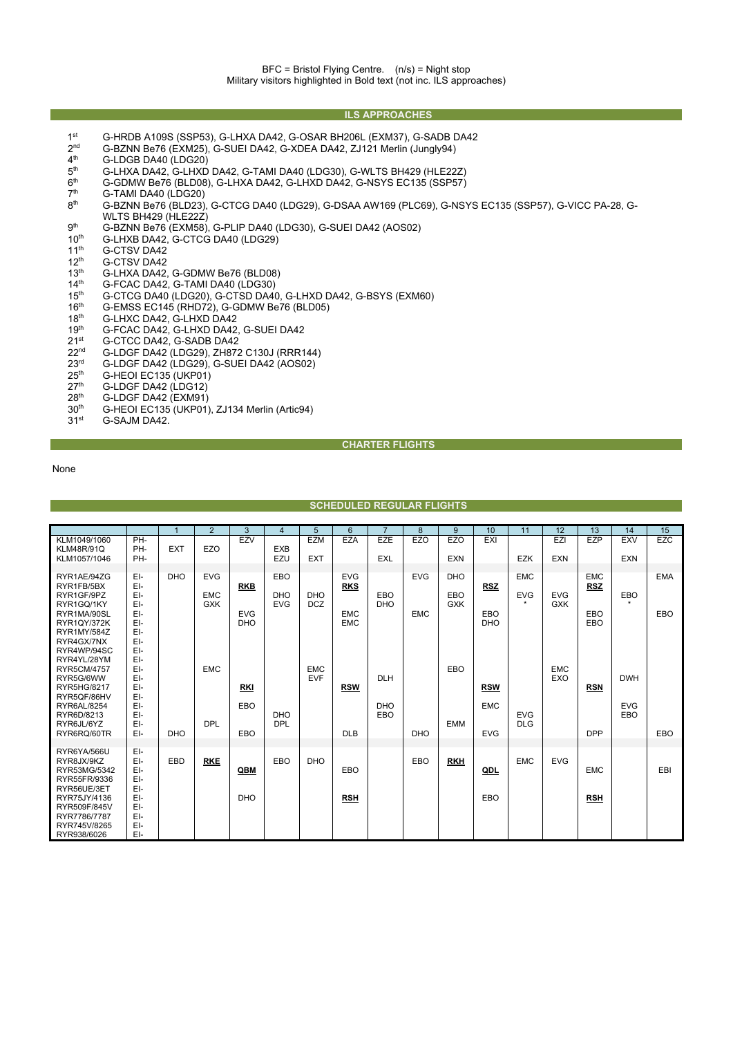BFC = Bristol Flying Centre. (n/s) = Night stop
Military visitors highlighted in Bold text (not inc. ILS approaches)

## ILS APPROACHES

- 1st G-HRDB A109S (SSP53), G-LHXA DA42, G-OSAR BH206L (EXM37), G-SADB DA42
- 2nd G-BZNN Be76 (EXM25), G-SUEI DA42, G-XDEA DA42, ZJ121 Merlin (Jungly94)
- 4th G-LDGB DA40 (LDG20)
- 5th G-LHXA DA42, G-LHXD DA42, G-TAMI DA40 (LDG30), G-WLTS BH429 (HLE22Z)
- 6th G-GDMW Be76 (BLD08), G-LHXA DA42, G-LHXD DA42, G-NSYS EC135 (SSP57)
- 7th G-TAMI DA40 (LDG20)
- 8th G-BZNN Be76 (BLD23), G-CTCG DA40 (LDG29), G-DSAA AW169 (PLC69), G-NSYS EC135 (SSP57), G-VICC PA-28, G-WLTS BH429 (HLE22Z)
- 9th G-BZNN Be76 (EXM58), G-PLIP DA40 (LDG30), G-SUEI DA42 (AOS02)
- 10th G-LHXB DA42, G-CTCG DA40 (LDG29)
- 11th G-CTSV DA42
- 12th G-CTSV DA42
- 13th G-LHXA DA42, G-GDMW Be76 (BLD08)
- 14th G-FCAC DA42, G-TAMI DA40 (LDG30)
- 15th G-CTCG DA40 (LDG20), G-CTSD DA40, G-LHXD DA42, G-BSYS (EXM60)
- 16th G-EMSS EC145 (RHD72), G-GDMW Be76 (BLD05)
- 18th G-LHXC DA42, G-LHXD DA42
- 19th G-FCAC DA42, G-LHXD DA42, G-SUEI DA42
- 21st G-CTCC DA42, G-SADB DA42
- 22nd G-LDGF DA42 (LDG29), ZH872 C130J (RRR144)
- 23rd G-LDGF DA42 (LDG29), G-SUEI DA42 (AOS02)
- 25th G-HEOI EC135 (UKP01)
- 27th G-LDGF DA42 (LDG12)
- 28th G-LDGF DA42 (EXM91)
- 30th G-HEOI EC135 (UKP01), ZJ134 Merlin (Artic94)
- 31st G-SAJM DA42.

## CHARTER FLIGHTS

None

## SCHEDULED REGULAR FLIGHTS

| | | 1 | 2 | 3 | 4 | 5 | 6 | 7 | 8 | 9 | 10 | 11 | 12 | 13 | 14 | 15 |
|---|---|---|---|---|---|---|---|---|---|---|---|---|---|---|---|---|
| KLM1049/1060 | PH- | | | EZV | | EZM | EZA | EZE | EZO | EZO | EXI | | EZI | EZP | EXV | EZC |
| KLM48R/91Q | PH- | EXT | EZO | | EXB | | | | | | | | | | | |
| KLM1057/1046 | PH- | | | | EZU | EXT | | EXL | | EXN | | EZK | EXN | | EXN | |
| | | | | | | | | | | | | | | | | |
| RYR1AE/94ZG | EI- | DHO | EVG | | EBO | | EVG | | EVG | DHO | | EMC | | EMC | | EMA |
| RYR1FB/5BX | EI- | | | **RKB** | | | **RKS** | | | | **RSZ** | | | **RSZ** | | |
| RYR1GF/9PZ | EI- | | EMC | | DHO | DHO | | EBO | | EBO | | EVG | EVG | | EBO | |
| RYR1GQ/1KY | EI- | | GXK | | EVG | DCZ | | DHO | | GXK | | * | GXK | | * | |
| RYR1MA/90SL | EI- | | | EVG | | | EMC | | EMC | | EBO | | | EBO | | EBO |
| RYR1QY/372K | EI- | | | DHO | | | EMC | | | | DHO | | | EBO | | |
| RYR1MY/584Z | EI- | | | | | | | | | | | | | | | |
| RYR4GX/7NX | EI- | | | | | | | | | | | | | | | |
| RYR4WP/94SC | EI- | | | | | | | | | | | | | | | |
| RYR4YL/28YM | EI- | | | | | | | | | | | | | | | |
| RYR5CM/4757 | EI- | | EMC | | | EMC | | | | EBO | | | EMC | | | |
| RYR5G/6WW | EI- | | | | | EVF | | DLH | | | | | EXO | | DWH | |
| RYR5HG/8217 | EI- | | | **RKI** | | | **RSW** | | | | **RSW** | | | **RSN** | | |
| RYR5QF/86HV | EI- | | | | | | | | | | | | | | | |
| RYR6AL/8254 | EI- | | | EBO | | | | DHO | | | EMC | | | | EVG | |
| RYR6D/8213 | EI- | | | | DHO | | | EBO | | | | EVG | | | EBO | |
| RYR6JL/6YZ | EI- | | DPL | | DPL | | | | | EMM | | DLG | | | | |
| RYR6RQ/60TR | EI- | DHO | | EBO | | | DLB | | DHO | | EVG | | | DPP | | EBO |
| | | | | | | | | | | | | | | | | |
| RYR6YA/566U | EI- | | | | | | | | | | | | | | | |
| RYR8JX/9KZ | EI- | EBD | **RKE** | | EBO | DHO | | | EBO | **RKH** | | EMC | EVG | | | |
| RYR53MG/5342 | EI- | | | **QBM** | | | EBO | | | | **QDL** | | | EMC | | EBI |
| RYR55FR/9336 | EI- | | | | | | | | | | | | | | | |
| RYR56UE/3ET | EI- | | | | | | | | | | | | | | | |
| RYR75JY/4136 | EI- | | | DHO | | | **RSH** | | | | EBO | | | **RSH** | | |
| RYR509F/845V | EI- | | | | | | | | | | | | | | | |
| RYR7786/7787 | EI- | | | | | | | | | | | | | | | |
| RYR745V/8265 | EI- | | | | | | | | | | | | | | | |
| RYR938/6026 | EI- | | | | | | | | | | | | | | | |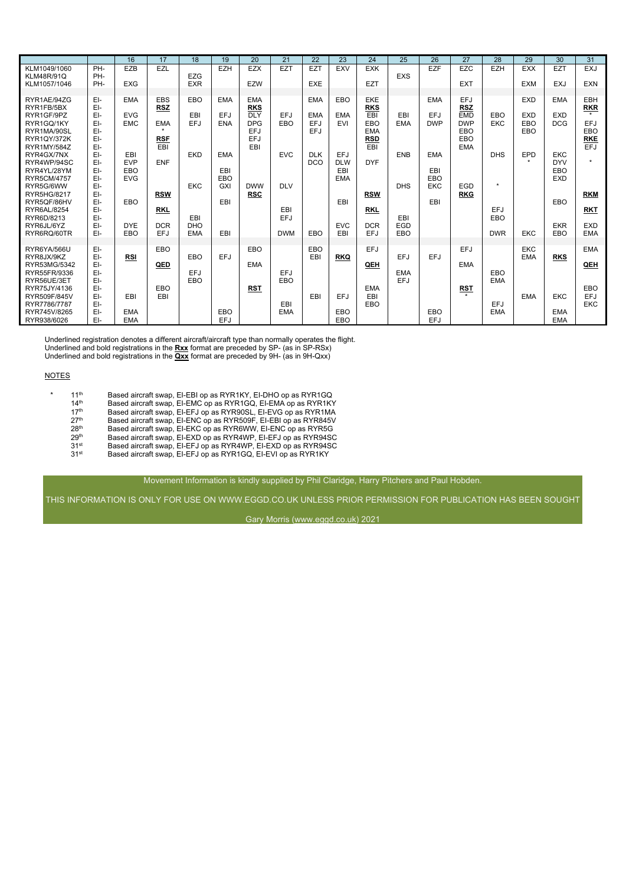| | | 16 | 17 | 18 | 19 | 20 | 21 | 22 | 23 | 24 | 25 | 26 | 27 | 28 | 29 | 30 | 31 |
|---|---|---|---|---|---|---|---|---|---|---|---|---|---|---|---|---|---|
| KLM1049/1060 | PH- | EZB | EZL | | EZH | EZX | EZT | EZT | EXV | EXK | | EZF | EZC | EZH | EXX | EZT | EXJ |
| KLM48R/91Q | PH- | | | EZG | | | | | | | EXS | | | | | | |
| KLM1057/1046 | PH- | EXG | | EXR | | EZW | | EXE | | EZT | | | EXT | | EXM | EXJ | EXN |
| RYR1AE/94ZG | EI- | EMA | EBS | EBO | EMA | EMA | | EMA | EBO | EKE | | EMA | EFJ | | EXD | EMA | EBH |
| RYR1FB/5BX | EI- | | **RSZ** | | | **RKS** | | | | **RKS** | | | **RSZ** | | | | **RKR** |
| RYR1GF/9PZ | EI- | EVG | | EBI | EFJ | DLY | EFJ | EMA | EMA | EBI | EBI | EFJ | EMD | EBO | EXD | EXD | * |
| RYR1GQ/1KY | EI- | EMC | EMA | EFJ | ENA | DPG | EBO | EFJ | EVI | EBO | EMA | DWP | DWP | EKC | EBO | DCG | EFJ |
| RYR1MA/90SL | EI- | | * | | | EFJ | | EFJ | | EMA | | | EBO | | EBO | | EBO |
| RYR1QY/372K | EI- | | **RSF** | | | EFJ | | | | **RSD** | | | EBO | | | | **RKE** |
| RYR1MY/584Z | EI- | | EBI | | | EBI | | | | EBI | | | EMA | | | | EFJ |
| RYR4GX/7NX | EI- | EBI | | EKD | EMA | | EVC | DLK | EFJ | | ENB | EMA | | DHS | EPD | EKC | |
| RYR4WP/94SC | EI- | EVP | ENF | | | | | DCO | DLW | DYF | | | | | * | DYV | * |
| RYR4YL/28YM | EI- | EBO | | | EBI | | | | EBI | | | EBI | | | | EBO | |
| RYR5CM/4757 | EI- | EVG | | | EBO | | | | EMA | | | EBO | | | | EXD | |
| RYR5G/6WW | EI- | | | EKC | GXI | DWW | DLV | | | | DHS | EKC | EGD | * | | | |
| RYR5HG/8217 | EI- | | **RSW** | | | **RSC** | | | | **RSW** | | | **RKG** | | | | **RKM** |
| RYR5QF/86HV | EI- | EBO | | | EBI | | | | EBI | | | EBI | | | | EBO | |
| RYR6AL/8254 | EI- | | **RKL** | | | | EBI | | | **RKL** | | | | EFJ | | | **RKT** |
| RYR6D/8213 | EI- | | | EBI | | | EFJ | | | | EBI | | | EBO | | | |
| RYR6JL/6YZ | EI- | DYE | DCR | DHO | | | | | EVC | DCR | EGD | | | | | EKR | EXD |
| RYR6RQ/60TR | EI- | EBO | EFJ | EMA | EBI | | DWM | EBO | EBI | EFJ | EBO | | | DWR | EKC | EBO | EMA |
| RYR6YA/566U | EI- | | EBO | | | EBO | | EBO | | EFJ | | | EFJ | | EKC | | EMA |
| RYR8JX/9KZ | EI- | **RSI** | | EBO | EFJ | | | EBI | **RKQ** | | EFJ | EFJ | | | EMA | **RKS** | |
| RYR53MG/5342 | EI- | | **QED** | | | EMA | | | | **QEH** | | | EMA | | | | **QEH** |
| RYR55FR/9336 | EI- | | | EFJ | | | EFJ | | | | EMA | | | EBO | | | |
| RYR56UE/3ET | EI- | | | EBO | | | EBO | | | | EFJ | | | EMA | | | |
| RYR75JY/4136 | EI- | | EBO | | | **RST** | | | | EMA | | | **RST** | | | | EBO |
| RYR509F/845V | EI- | EBI | EBI | | | | | EBI | EFJ | EBI | | | * | | EMA | EKC | EFJ |
| RYR7786/7787 | EI- | | | | | | EBI | | | EBO | | | | EFJ | | | EKC |
| RYR745V/8265 | EI- | EMA | | | EBO | | EMA | | EBO | | | EBO | | EMA | | EMA | |
| RYR938/6026 | EI- | EMA | | | EFJ | | | | EBO | | | EFJ | | | | EMA | |

Underlined registration denotes a different aircraft/aircraft type than normally operates the flight.
Underlined and bold registrations in the **Rxx** format are preceded by SP- (as in SP-RSx)
Underlined and bold registrations in the **Qxx** format are preceded by 9H- (as in 9H-Qxx)

NOTES

| | | |
|---|---|---|
| * | 11th | Based aircraft swap, EI-EBI op as RYR1KY, EI-DHO op as RYR1GQ |
| | 14th | Based aircraft swap, EI-EMC op as RYR1GQ, EI-EMA op as RYR1KY |
| | 17th | Based aircraft swap, EI-EFJ op as RYR90SL, EI-EVG op as RYR1MA |
| | 27th | Based aircraft swap, EI-ENC op as RYR509F, EI-EBI op as RYR845V |
| | 28th | Based aircraft swap, EI-EKC op as RYR6WW, EI-ENC op as RYR5G |
| | 29th | Based aircraft swap, EI-EXD op as RYR4WP, EI-EFJ op as RYR94SC |
| | 31st | Based aircraft swap, EI-EFJ op as RYR4WP, EI-EXD op as RYR94SC |
| | 31st | Based aircraft swap, EI-EFJ op as RYR1GQ, EI-EVI op as RYR1KY |

Movement Information is kindly supplied by Phil Claridge, Harry Pitchers and Paul Hobden.

THIS INFORMATION IS ONLY FOR USE ON WWW.EGGD.CO.UK UNLESS PRIOR PERMISSION FOR PUBLICATION HAS BEEN SOUGHT

Gary Morris (www.eggd.co.uk) 2021